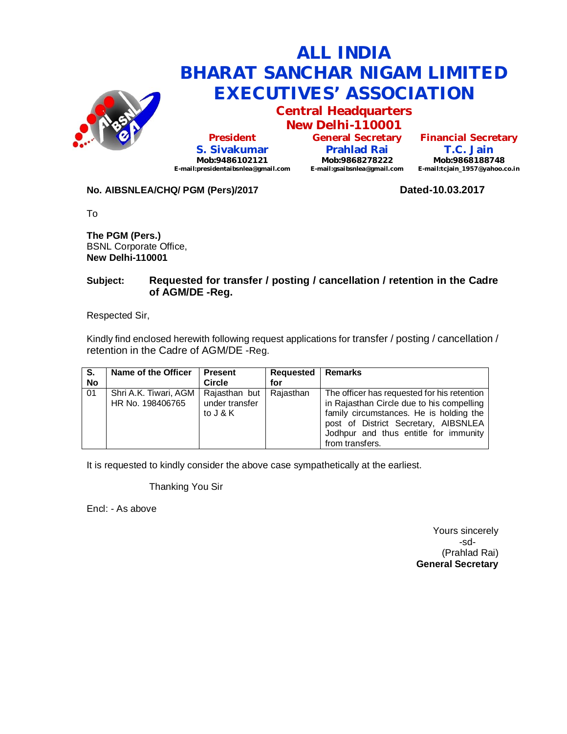# ALL INDIA BHARAT SANCHAR NIGAM LIMITED EXECUTIVES' ASSOCIATION

## Central Headquarters
## New Delhi-110001

| President | General Secretary | Financial Secretary |
|---|---|---|
| **S. Sivakumar** | **Prahlad Rai** | **T.C. Jain** |
| Mob:9486102121 | Mob:9868278222 | Mob:9868188748 |
| E-mail:presidentaibsnlea@gmail.com | E-mail:gsaibsnlea@gmail.com | E-mail:tcjain_1957@yahoo.co.in |

**No. AIBSNLEA/CHQ/ PGM (Pers)/2017** **Dated-10.03.2017**

To

**The PGM (Pers.)**
BSNL Corporate Office,
**New Delhi-110001**

**Subject: Requested for transfer / posting / cancellation / retention in the Cadre of AGM/DE -Reg.**

Respected Sir,

Kindly find enclosed herewith following request applications for transfer / posting / cancellation / retention in the Cadre of AGM/DE -Reg.

| S. No | Name of the Officer | Present Circle | Requested for | Remarks |
|---|---|---|---|---|
| 01 | Shri A.K. Tiwari, AGM HR No. 198406765 | Rajasthan but under transfer to J & K | Rajasthan | The officer has requested for his retention in Rajasthan Circle due to his compelling family circumstances. He is holding the post of District Secretary, AIBSNLEA Jodhpur and thus entitle for immunity from transfers. |

It is requested to kindly consider the above case sympathetically at the earliest.

Thanking You Sir

Encl: - As above

Yours sincerely
-sd-
(Prahlad Rai)
**General Secretary**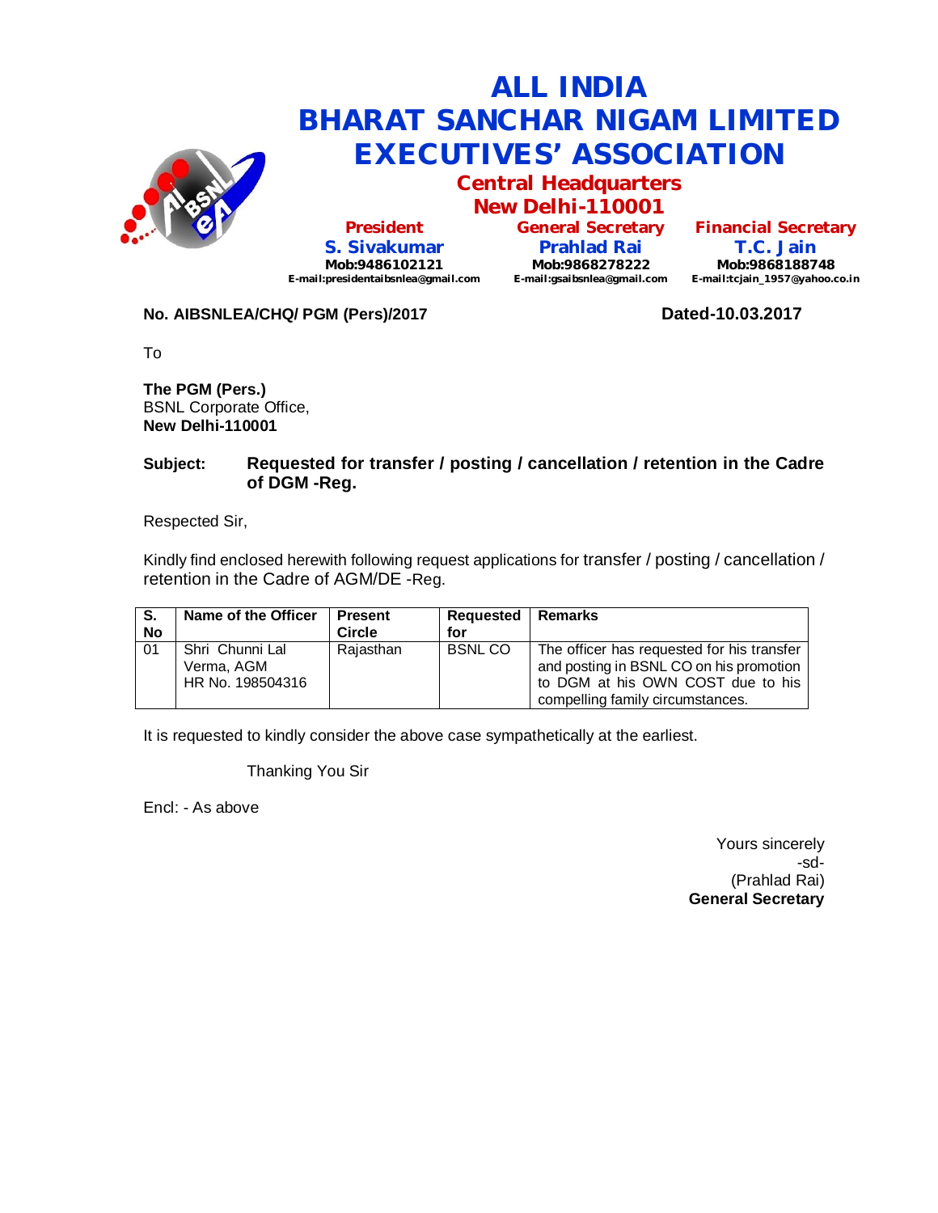# ALL INDIA
# BHARAT SANCHAR NIGAM LIMITED
# EXECUTIVES' ASSOCIATION

## Central Headquarters
## New Delhi-110001

**President**
**S. Sivakumar**
**Mob:9486102121**
**E-mail:presidentaibsnlea@gmail.com**

**General Secretary**
**Prahlad Rai**
**Mob:9868278222**
**E-mail:gsaibsnlea@gmail.com**

**Financial Secretary**
**T.C. Jain**
**Mob:9868188748**
**E-mail:tcjain_1957@yahoo.co.in**

**No. AIBSNLEA/CHQ/ PGM (Pers)/2017** **Dated-10.03.2017**

To

**The PGM (Pers.)**
BSNL Corporate Office,
**New Delhi-110001**

**Subject: Requested for transfer / posting / cancellation / retention in the Cadre of DGM -Reg.**

Respected Sir,

Kindly find enclosed herewith following request applications for transfer / posting / cancellation / retention in the Cadre of AGM/DE -Reg.

| S. No | Name of the Officer | Present Circle | Requested for | Remarks |
|---|---|---|---|---|
| 01 | Shri Chunni Lal Verma, AGM HR No. 198504316 | Rajasthan | BSNL CO | The officer has requested for his transfer and posting in BSNL CO on his promotion to DGM at his OWN COST due to his compelling family circumstances. |

It is requested to kindly consider the above case sympathetically at the earliest.

Thanking You Sir

Encl: - As above

Yours sincerely
-sd-
(Prahlad Rai)
**General Secretary**